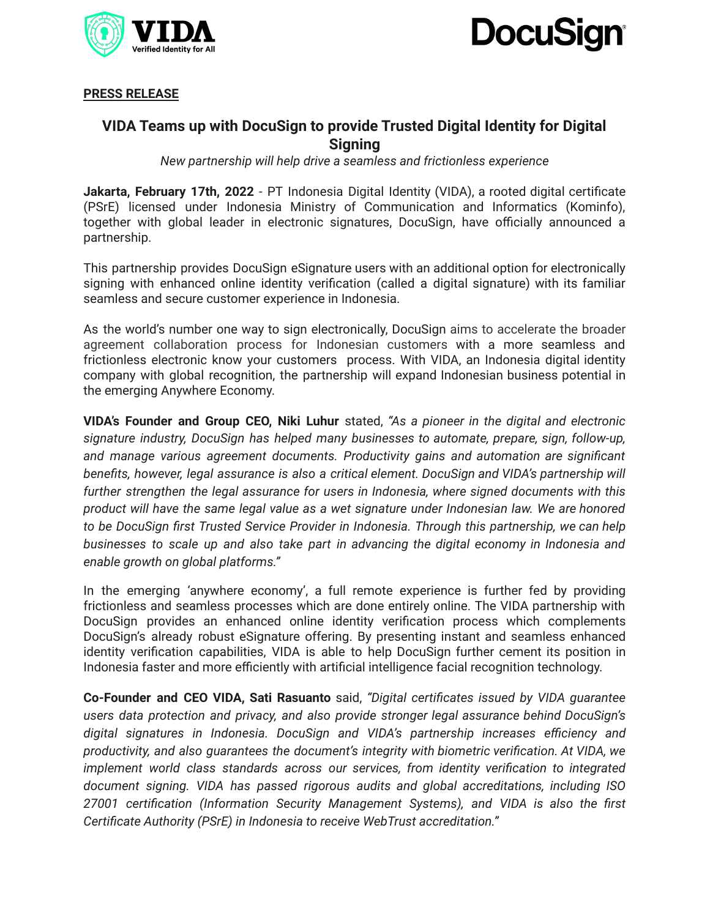**PRESS RELEASE**

# VIDA Teams up with DocuSign to provide Trusted Digital Identity for Digital Signing

*New partnership will help drive a seamless and frictionless experience*

**Jakarta, February 17th, 2022** - PT Indonesia Digital Identity (VIDA), a rooted digital certificate (PSrE) licensed under Indonesia Ministry of Communication and Informatics (Kominfo), together with global leader in electronic signatures, DocuSign, have officially announced a partnership.

This partnership provides DocuSign eSignature users with an additional option for electronically signing with enhanced online identity verification (called a digital signature) with its familiar seamless and secure customer experience in Indonesia.

As the world's number one way to sign electronically, DocuSign aims to accelerate the broader agreement collaboration process for Indonesian customers with a more seamless and frictionless electronic know your customers process. With VIDA, an Indonesia digital identity company with global recognition, the partnership will expand Indonesian business potential in the emerging Anywhere Economy.

**VIDA's Founder and Group CEO, Niki Luhur** stated, *"As a pioneer in the digital and electronic signature industry, DocuSign has helped many businesses to automate, prepare, sign, follow-up, and manage various agreement documents. Productivity gains and automation are significant benefits, however, legal assurance is also a critical element. DocuSign and VIDA's partnership will further strengthen the legal assurance for users in Indonesia, where signed documents with this product will have the same legal value as a wet signature under Indonesian law. We are honored to be DocuSign first Trusted Service Provider in Indonesia. Through this partnership, we can help businesses to scale up and also take part in advancing the digital economy in Indonesia and enable growth on global platforms."*

In the emerging 'anywhere economy', a full remote experience is further fed by providing frictionless and seamless processes which are done entirely online. The VIDA partnership with DocuSign provides an enhanced online identity verification process which complements DocuSign's already robust eSignature offering. By presenting instant and seamless enhanced identity verification capabilities, VIDA is able to help DocuSign further cement its position in Indonesia faster and more efficiently with artificial intelligence facial recognition technology.

**Co-Founder and CEO VIDA, Sati Rasuanto** said, *"Digital certificates issued by VIDA guarantee users data protection and privacy, and also provide stronger legal assurance behind DocuSign's digital signatures in Indonesia. DocuSign and VIDA's partnership increases efficiency and productivity, and also guarantees the document's integrity with biometric verification. At VIDA, we implement world class standards across our services, from identity verification to integrated document signing. VIDA has passed rigorous audits and global accreditations, including ISO 27001 certification (Information Security Management Systems), and VIDA is also the first Certificate Authority (PSrE) in Indonesia to receive WebTrust accreditation."*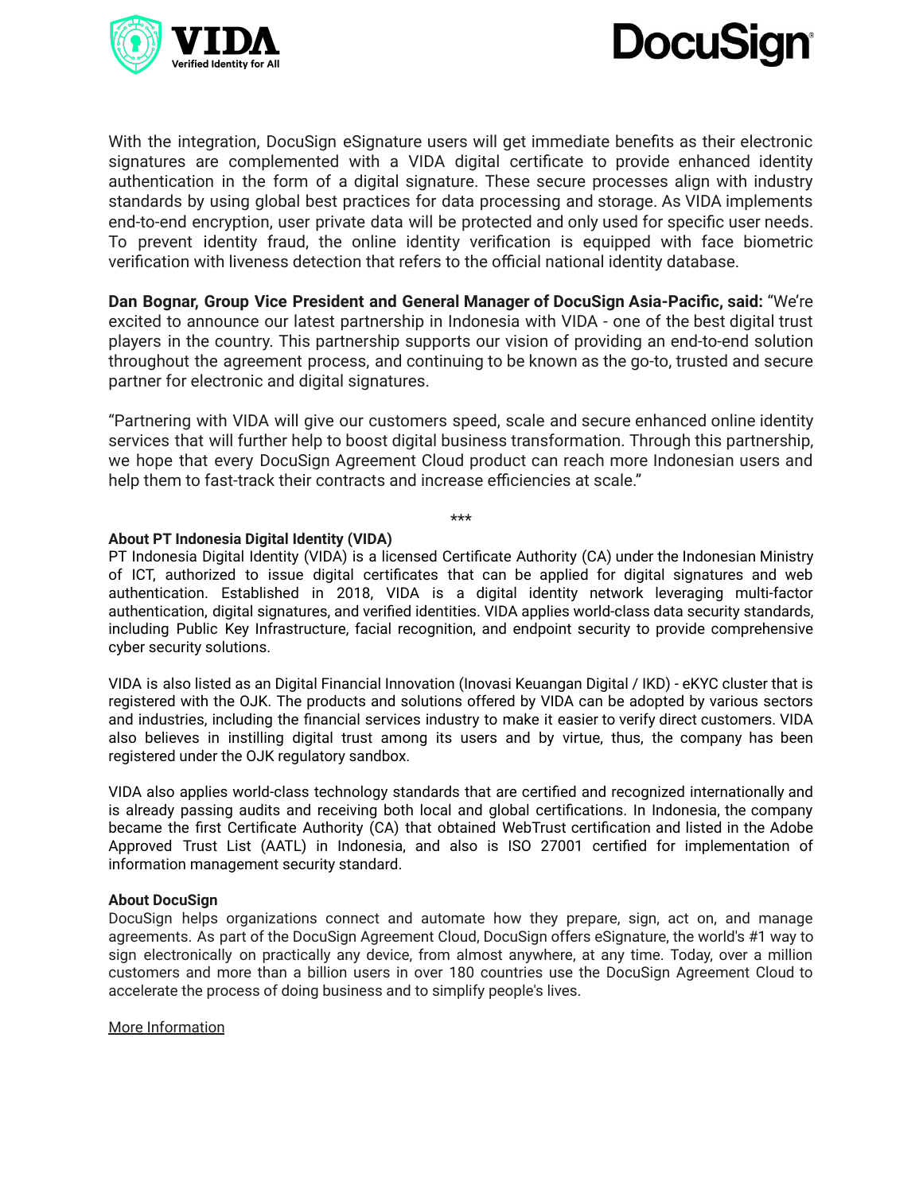With the integration, DocuSign eSignature users will get immediate benefits as their electronic signatures are complemented with a VIDA digital certificate to provide enhanced identity authentication in the form of a digital signature. These secure processes align with industry standards by using global best practices for data processing and storage. As VIDA implements end-to-end encryption, user private data will be protected and only used for specific user needs. To prevent identity fraud, the online identity verification is equipped with face biometric verification with liveness detection that refers to the official national identity database.

**Dan Bognar, Group Vice President and General Manager of DocuSign Asia-Pacific, said:** "We're excited to announce our latest partnership in Indonesia with VIDA - one of the best digital trust players in the country. This partnership supports our vision of providing an end-to-end solution throughout the agreement process, and continuing to be known as the go-to, trusted and secure partner for electronic and digital signatures.

"Partnering with VIDA will give our customers speed, scale and secure enhanced online identity services that will further help to boost digital business transformation. Through this partnership, we hope that every DocuSign Agreement Cloud product can reach more Indonesian users and help them to fast-track their contracts and increase efficiencies at scale."

***

**About PT Indonesia Digital Identity (VIDA)**

PT Indonesia Digital Identity (VIDA) is a licensed Certificate Authority (CA) under the Indonesian Ministry of ICT, authorized to issue digital certificates that can be applied for digital signatures and web authentication. Established in 2018, VIDA is a digital identity network leveraging multi-factor authentication, digital signatures, and verified identities. VIDA applies world-class data security standards, including Public Key Infrastructure, facial recognition, and endpoint security to provide comprehensive cyber security solutions.

VIDA is also listed as an Digital Financial Innovation (Inovasi Keuangan Digital / IKD) - eKYC cluster that is registered with the OJK. The products and solutions offered by VIDA can be adopted by various sectors and industries, including the financial services industry to make it easier to verify direct customers. VIDA also believes in instilling digital trust among its users and by virtue, thus, the company has been registered under the OJK regulatory sandbox.

VIDA also applies world-class technology standards that are certified and recognized internationally and is already passing audits and receiving both local and global certifications. In Indonesia, the company became the first Certificate Authority (CA) that obtained WebTrust certification and listed in the Adobe Approved Trust List (AATL) in Indonesia, and also is ISO 27001 certified for implementation of information management security standard.

**About DocuSign**

DocuSign helps organizations connect and automate how they prepare, sign, act on, and manage agreements. As part of the DocuSign Agreement Cloud, DocuSign offers eSignature, the world's #1 way to sign electronically on practically any device, from almost anywhere, at any time. Today, over a million customers and more than a billion users in over 180 countries use the DocuSign Agreement Cloud to accelerate the process of doing business and to simplify people's lives.

More Information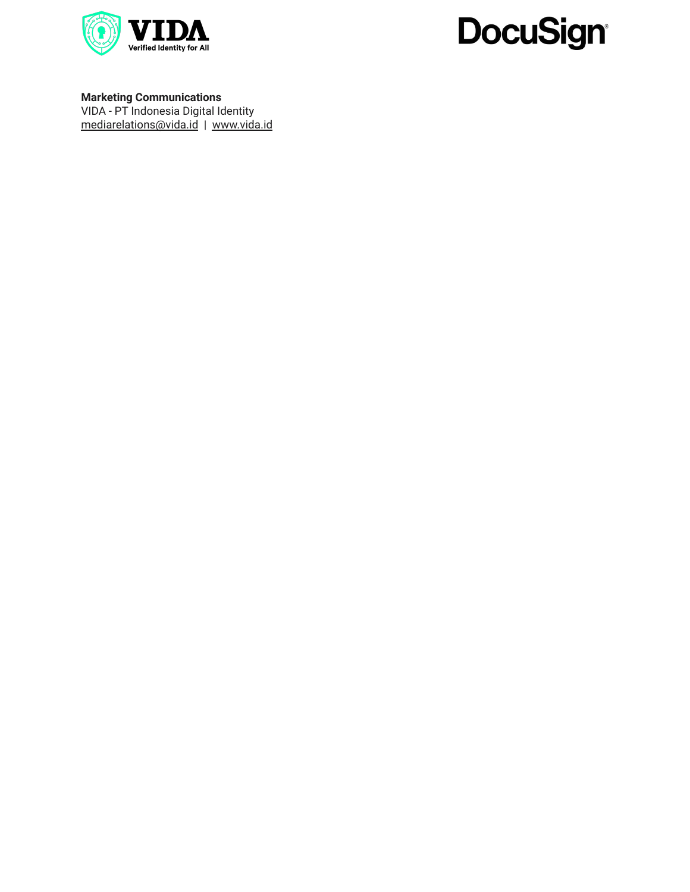**Marketing Communications**
VIDA - PT Indonesia Digital Identity
mediarelations@vida.id | www.vida.id